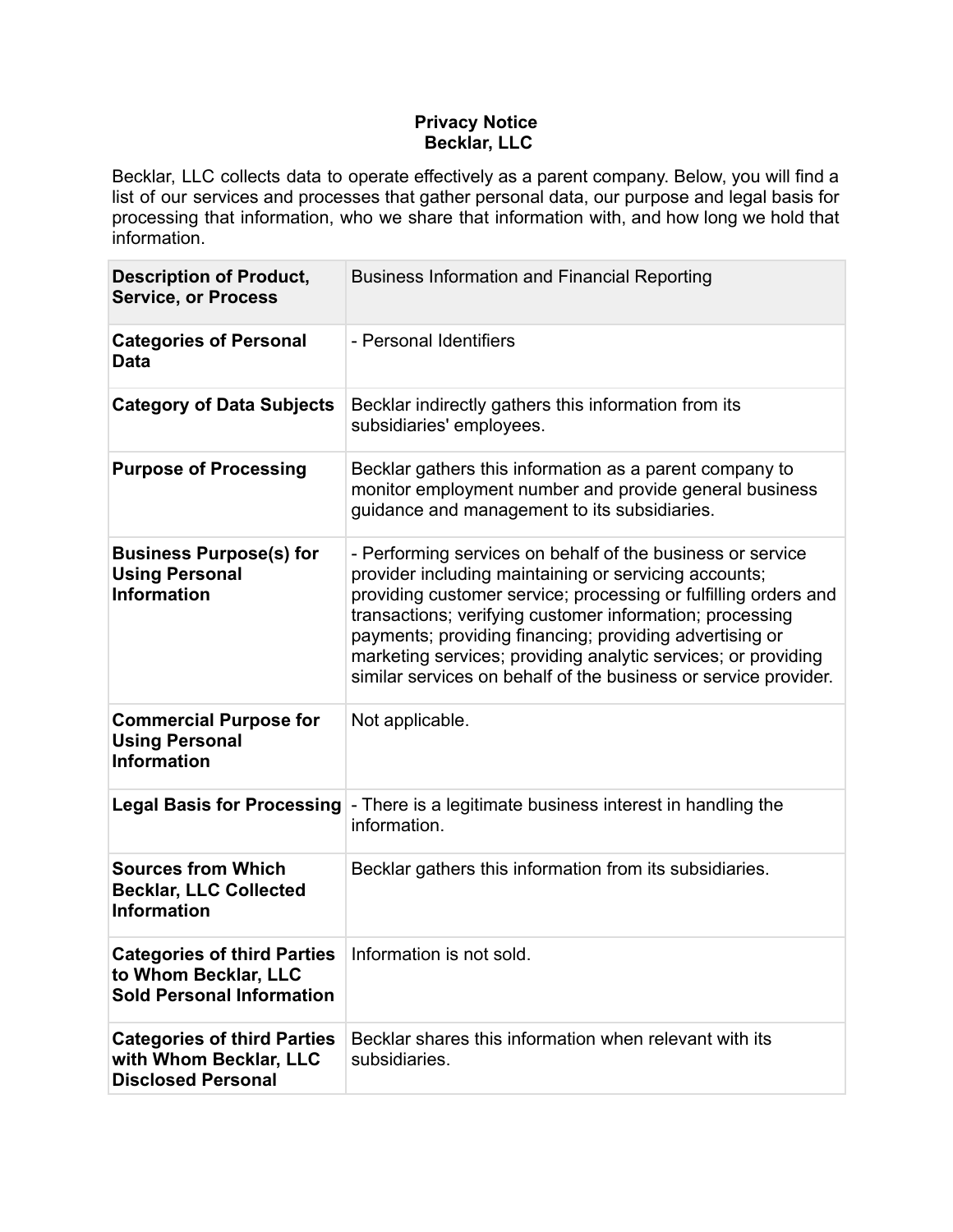# Privacy Notice
## Becklar, LLC

Becklar, LLC collects data to operate effectively as a parent company. Below, you will find a list of our services and processes that gather personal data, our purpose and legal basis for processing that information, who we share that information with, and how long we hold that information.

| **Description of Product, Service, or Process** | Business Information and Financial Reporting |
|---|---|
| **Categories of Personal Data** | - Personal Identifiers |
| **Category of Data Subjects** | Becklar indirectly gathers this information from its subsidiaries' employees. |
| **Purpose of Processing** | Becklar gathers this information as a parent company to monitor employment number and provide general business guidance and management to its subsidiaries. |
| **Business Purpose(s) for Using Personal Information** | - Performing services on behalf of the business or service provider including maintaining or servicing accounts; providing customer service; processing or fulfilling orders and transactions; verifying customer information; processing payments; providing financing; providing advertising or marketing services; providing analytic services; or providing similar services on behalf of the business or service provider. |
| **Commercial Purpose for Using Personal Information** | Not applicable. |
| **Legal Basis for Processing** | - There is a legitimate business interest in handling the information. |
| **Sources from Which Becklar, LLC Collected Information** | Becklar gathers this information from its subsidiaries. |
| **Categories of third Parties to Whom Becklar, LLC Sold Personal Information** | Information is not sold. |
| **Categories of third Parties with Whom Becklar, LLC Disclosed Personal** | Becklar shares this information when relevant with its subsidiaries. |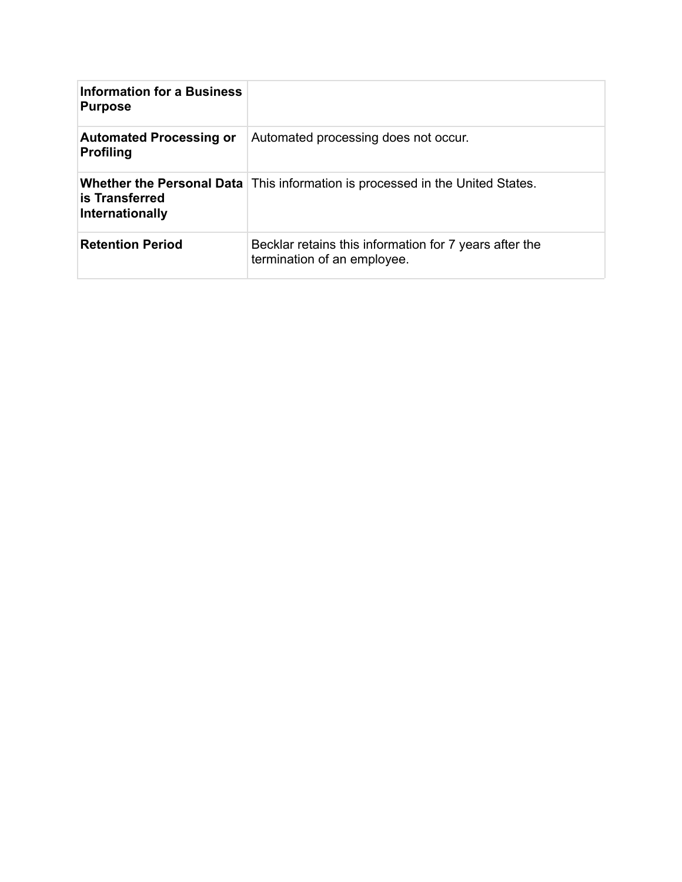| | |
|---|---|
| **Information for a Business Purpose** | |
| **Automated Processing or Profiling** | Automated processing does not occur. |
| **Whether the Personal Data is Transferred Internationally** | This information is processed in the United States. |
| **Retention Period** | Becklar retains this information for 7 years after the termination of an employee. |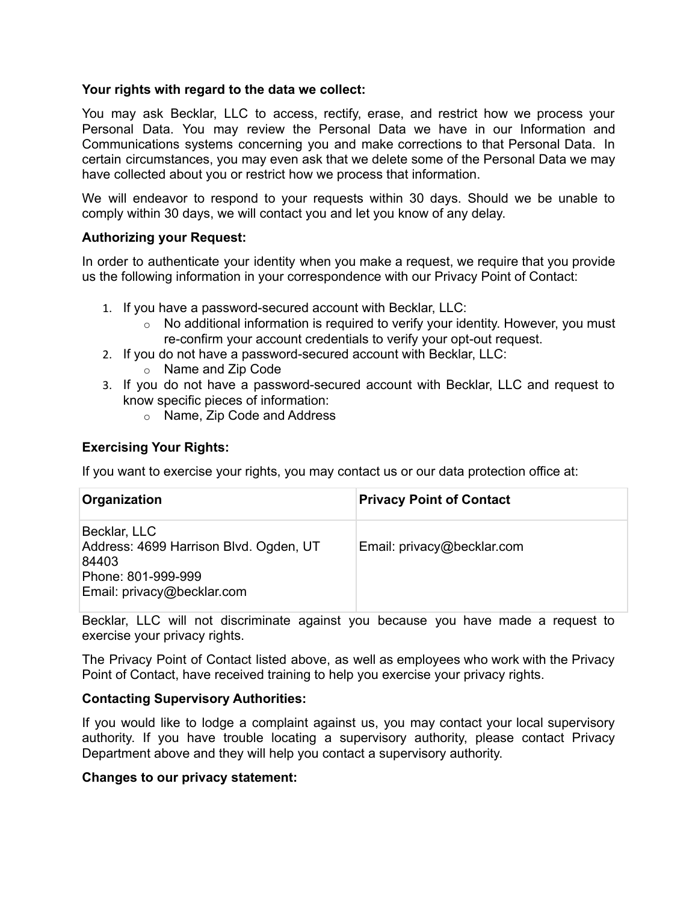**Your rights with regard to the data we collect:**

You may ask Becklar, LLC to access, rectify, erase, and restrict how we process your Personal Data. You may review the Personal Data we have in our Information and Communications systems concerning you and make corrections to that Personal Data. In certain circumstances, you may even ask that we delete some of the Personal Data we may have collected about you or restrict how we process that information.

We will endeavor to respond to your requests within 30 days. Should we be unable to comply within 30 days, we will contact you and let you know of any delay.

**Authorizing your Request:**

In order to authenticate your identity when you make a request, we require that you provide us the following information in your correspondence with our Privacy Point of Contact:

1. If you have a password-secured account with Becklar, LLC:
   - No additional information is required to verify your identity. However, you must re-confirm your account credentials to verify your opt-out request.
2. If you do not have a password-secured account with Becklar, LLC:
   - Name and Zip Code
3. If you do not have a password-secured account with Becklar, LLC and request to know specific pieces of information:
   - Name, Zip Code and Address

**Exercising Your Rights:**

If you want to exercise your rights, you may contact us or our data protection office at:

| Organization | Privacy Point of Contact |
| --- | --- |
| Becklar, LLC<br>Address: 4699 Harrison Blvd. Ogden, UT 84403<br>Phone: 801-999-999<br>Email: privacy@becklar.com | Email: privacy@becklar.com |

Becklar, LLC will not discriminate against you because you have made a request to exercise your privacy rights.

The Privacy Point of Contact listed above, as well as employees who work with the Privacy Point of Contact, have received training to help you exercise your privacy rights.

**Contacting Supervisory Authorities:**

If you would like to lodge a complaint against us, you may contact your local supervisory authority. If you have trouble locating a supervisory authority, please contact Privacy Department above and they will help you contact a supervisory authority.

**Changes to our privacy statement:**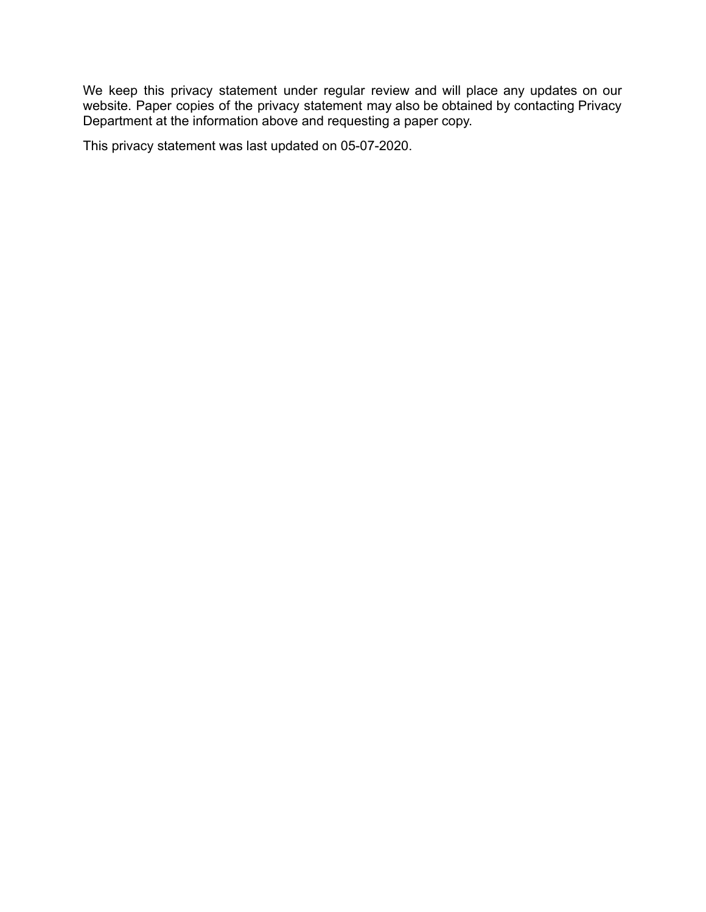We keep this privacy statement under regular review and will place any updates on our website. Paper copies of the privacy statement may also be obtained by contacting Privacy Department at the information above and requesting a paper copy.

This privacy statement was last updated on 05-07-2020.